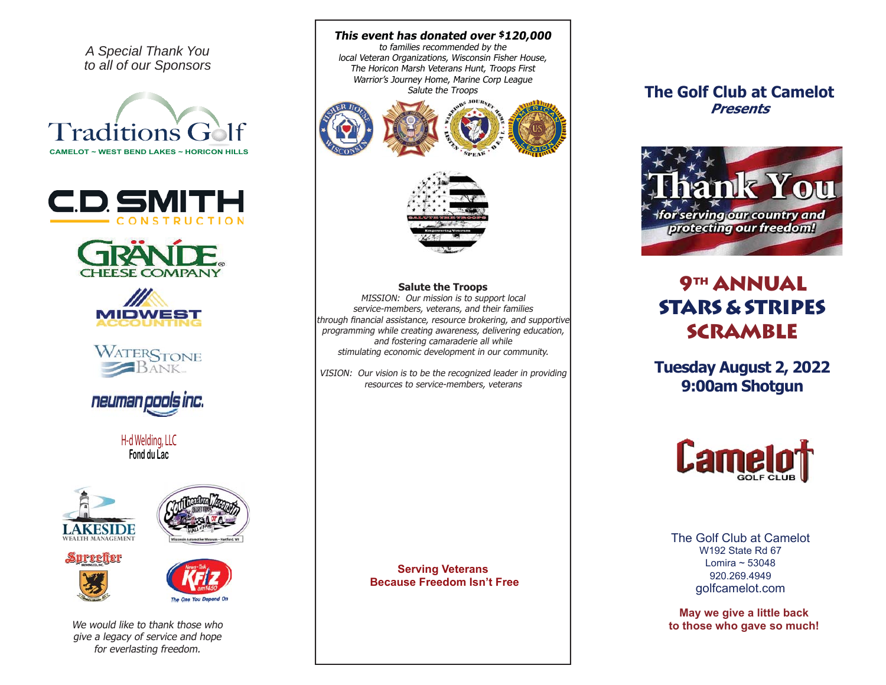*A Special Thank You to all of our Sponsors*

Traditions Golf
CAMELOT ~ WEST BEND LAKES ~ HORICON HILLS

C.D. SMITH CONSTRUCTION

GRÄNDE CHEESE COMPANY

MIDWEST ACCOUNTING

WATERSTONE BANK

neuman pools inc.

H-d Welding, LLC
Fond du Lac

LAKESIDE WEALTH MANAGEMENT

Southeastern Wisconsin Short Track Hall of Fame
Wisconsin Automotive Museum - Hartford, WI

Sprecher

News-Talk KFIZ am1450
The One You Depend On

*We would like to thank those who give a legacy of service and hope for everlasting freedom.*

***This event has donated over $120,000***
*to families recommended by the local Veteran Organizations, Wisconsin Fisher House, The Horicon Marsh Veterans Hunt, Troops First Warrior's Journey Home, Marine Corp League Salute the Troops*

**Salute the Troops**

*MISSION: Our mission is to support local service-members, veterans, and their families through financial assistance, resource brokering, and supportive programming while creating awareness, delivering education, and fostering camaraderie all while stimulating economic development in our community.*

*VISION: Our vision is to be the recognized leader in providing resources to service-members, veterans*

**Serving Veterans**
**Because Freedom Isn't Free**

## The Golf Club at Camelot
***Presents***

Thank You
*for serving our country and protecting our freedom!*

# 9TH ANNUAL STARS & STRIPES SCRAMBLE

## Tuesday August 2, 2022
## 9:00am Shotgun

Camelot GOLF CLUB

The Golf Club at Camelot
W192 State Rd 67
Lomira ~ 53048
920.269.4949
golfcamelot.com

**May we give a little back to those who gave so much!**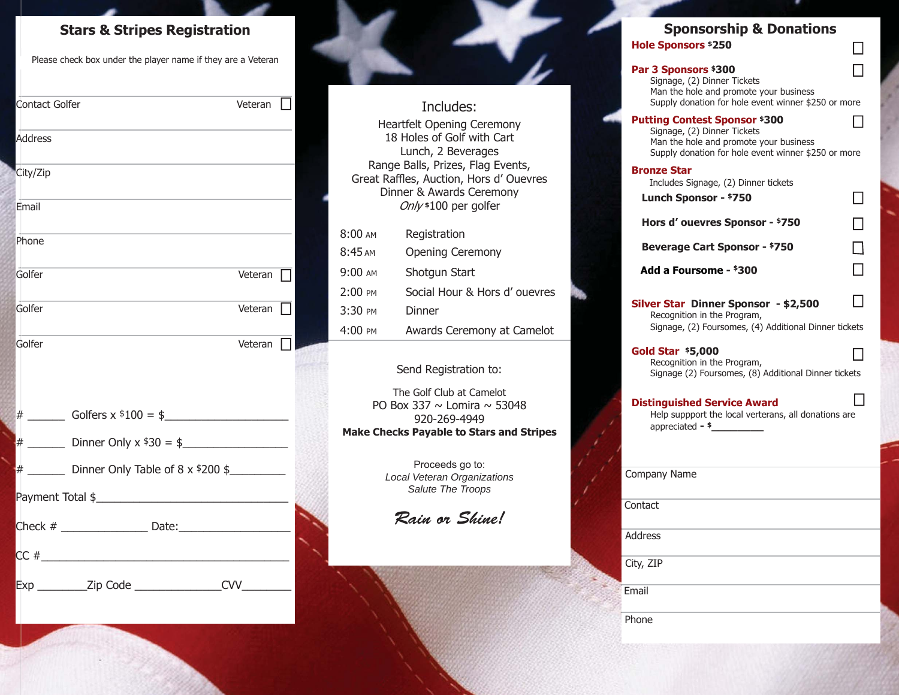## Stars & Stripes Registration

Please check box under the player name if they are a Veteran

Contact Golfer Veteran ☐

Address

City/Zip

Email

Phone

Golfer Veteran ☐

Golfer Veteran ☐

Golfer Veteran ☐

# ______ Golfers x $100 = $____________________

# ______ Dinner Only x $30 = $__________________

# ______ Dinner Only Table of 8 x $200 $__________

Payment Total $________________________________

Check # _______________ Date:___________________

CC #____________________________________________

Exp ________Zip Code _______________CVV________

## Includes:

Heartfelt Opening Ceremony
18 Holes of Golf with Cart
Lunch, 2 Beverages
Range Balls, Prizes, Flag Events,
Great Raffles, Auction, Hors d' Ouevres
Dinner & Awards Ceremony
*Only* $100 per golfer

| | |
|---|---|
| 8:00 AM | Registration |
| 8:45 AM | Opening Ceremony |
| 9:00 AM | Shotgun Start |
| 2:00 PM | Social Hour & Hors d' ouevres |
| 3:30 PM | Dinner |
| 4:00 PM | Awards Ceremony at Camelot |

Send Registration to:

The Golf Club at Camelot
PO Box 337 ~ Lomira ~ 53048
920-269-4949
**Make Checks Payable to Stars and Stripes**

Proceeds go to:
*Local Veteran Organizations*
*Salute The Troops*

*Rain or Shine!*

## Sponsorship & Donations

**Hole Sponsors $250** ☐

**Par 3 Sponsors $300** ☐
Signage, (2) Dinner Tickets
Man the hole and promote your business
Supply donation for hole event winner $250 or more

**Putting Contest Sponsor $300** ☐
Signage, (2) Dinner Tickets
Man the hole and promote your business
Supply donation for hole event winner $250 or more

**Bronze Star**
Includes Signage, (2) Dinner tickets

**Lunch Sponsor - $750** ☐

**Hors d' ouevres Sponsor - $750** ☐

**Beverage Cart Sponsor - $750** ☐

**Add a Foursome - $300** ☐

**Silver Star Dinner Sponsor - $2,500** ☐
Recognition in the Program,
Signage, (2) Foursomes, (4) Additional Dinner tickets

**Gold Star $5,000** ☐
Recognition in the Program,
Signage (2) Foursomes, (8) Additional Dinner tickets

**Distinguished Service Award** ☐
Help suppport the local verterans, all donations are appreciated **- $__________**

Company Name

Contact

Address

City, ZIP

Email

Phone